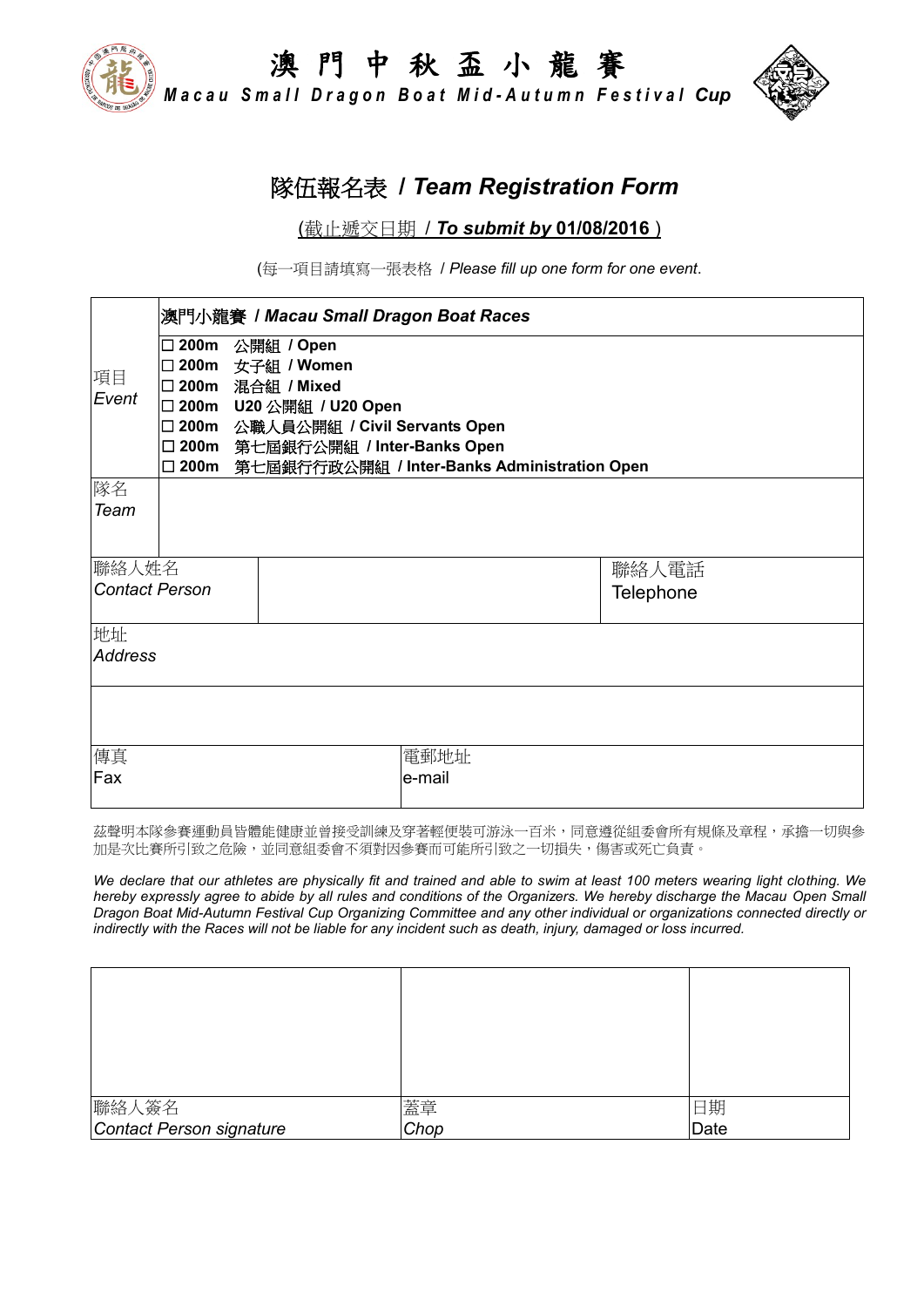# 澳門中秋盃小龍賽

***Macau Small Dragon Boat Mid-Autumn Festival Cup***

## 隊伍報名表 / *Team Registration Form*

(截止遞交日期 / ***To submit by* 01/08/2016**)

(每一項目請填寫一張表格 / *Please fill up one form for one event*.

| | | | | |
|---|---|---|---|---|
| 項目<br>*Event* | **澳門小龍賽 / *Macau Small Dragon Boat Races***<br>□ **200m 公開組 / Open**<br>□ **200m 女子組 / Women**<br>□ **200m 混合組 / Mixed**<br>□ **200m U20 公開組 / U20 Open**<br>□ **200m 公職人員公開組 / Civil Servants Open**<br>□ **200m 第七屆銀行公開組 / Inter-Banks Open**<br>□ **200m 第七屆銀行行政公開組 / Inter-Banks Administration Open** | | | |
| 隊名<br>*Team* | | | | |
| 聯絡人姓名<br>*Contact Person* | | | 聯絡人電話<br>Telephone | |
| 地址<br>*Address* | | | | |
| | | | | |
| 傳真<br>Fax | | 電郵地址<br>e-mail | | |

茲聲明本隊參賽運動員皆體能健康並曾接受訓練及穿著輕便裝可游泳一百米，同意遵從組委會所有規條及章程，承擔一切與參加是次比賽所引致之危險，並同意組委會不須對因參賽而可能所引致之一切損失，傷害或死亡負責。

*We declare that our athletes are physically fit and trained and able to swim at least 100 meters wearing light clothing. We hereby expressly agree to abide by all rules and conditions of the Organizers. We hereby discharge the Macau Open Small Dragon Boat Mid-Autumn Festival Cup Organizing Committee and any other individual or organizations connected directly or indirectly with the Races will not be liable for any incident such as death, injury, damaged or loss incurred.*

| | | |
|---|---|---|
| | | |
| 聯絡人簽名<br>*Contact Person signature* | 蓋章<br>*Chop* | 日期<br>Date |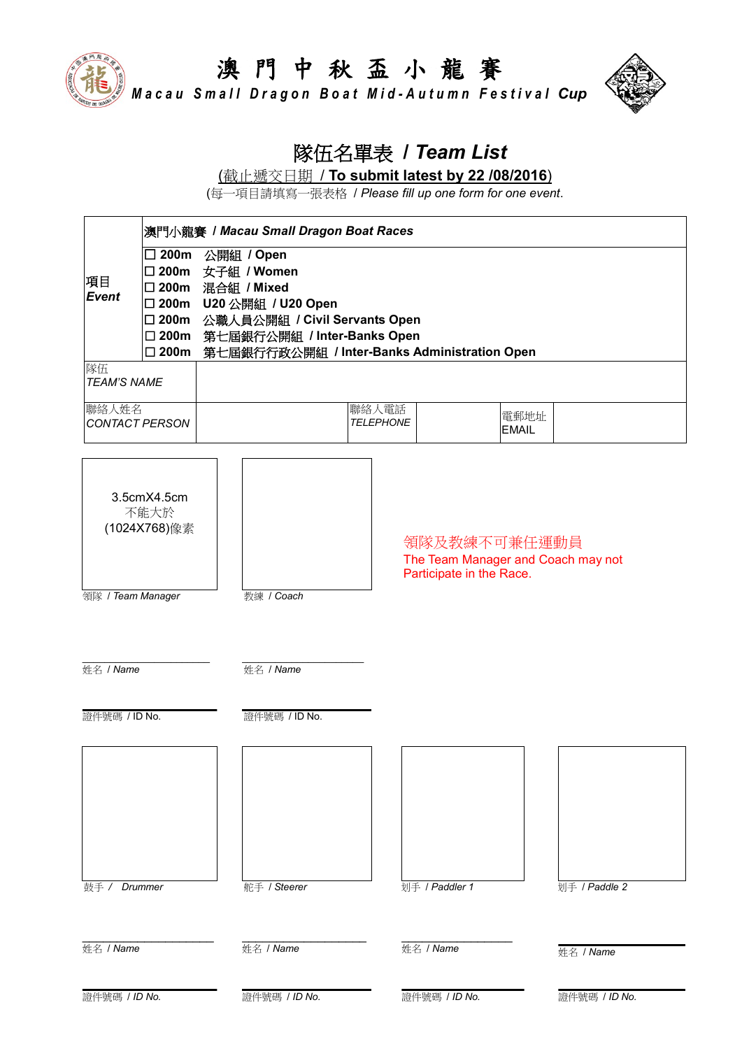# 澳 門 中 秋 盃 小 龍 賽

**Macau Small Dragon Boat Mid-Autumn Festival Cup**

## 隊伍名單表 / *Team List*

(截止遞交日期 / **To submit latest by 22 /08/2016**)

(每一項目請填寫一張表格 / *Please fill up one form for one event*.

| 項目 ***Event*** | **澳門小龍賽 / *Macau Small Dragon Boat Races*** | | | | |
|---|---|---|---|---|---|
| | ☐ **200m 公開組 / Open**<br>☐ **200m 女子組 / Women**<br>☐ **200m 混合組 / Mixed**<br>☐ **200m U20 公開組 / U20 Open**<br>☐ **200m 公職人員公開組 / Civil Servants Open**<br>☐ **200m 第七屆銀行公開組 / Inter-Banks Open**<br>☐ **200m 第七屆銀行行政公開組 / Inter-Banks Administration Open** | | | | |
| 隊伍 *TEAM'S NAME* | | | | | |
| 聯絡人姓名 *CONTACT PERSON* | | 聯絡人電話 *TELEPHONE* | | 電郵地址 EMAIL | |

3.5cmX4.5cm
不能大於
(1024X768)像素

領隊 / *Team Manager*

教練 / *Coach*

領隊及教練不可兼任運動員
The Team Manager and Coach may not Participate in the Race.

| 領隊 / *Team Manager* | 教練 / *Coach* |
|---|---|
| 姓名 / *Name* | 姓名 / *Name* |
| 證件號碼 / ID No. | 證件號碼 / ID No. |

| 鼓手 / *Drummer* | 舵手 / *Steerer* | 划手 / *Paddler 1* | 划手 / *Paddle 2* |
|---|---|---|---|
| 姓名 / *Name* | 姓名 / *Name* | 姓名 / *Name* | 姓名 / *Name* |
| 證件號碼 / *ID No.* | 證件號碼 / *ID No.* | 證件號碼 / *ID No.* | 證件號碼 / *ID No.* |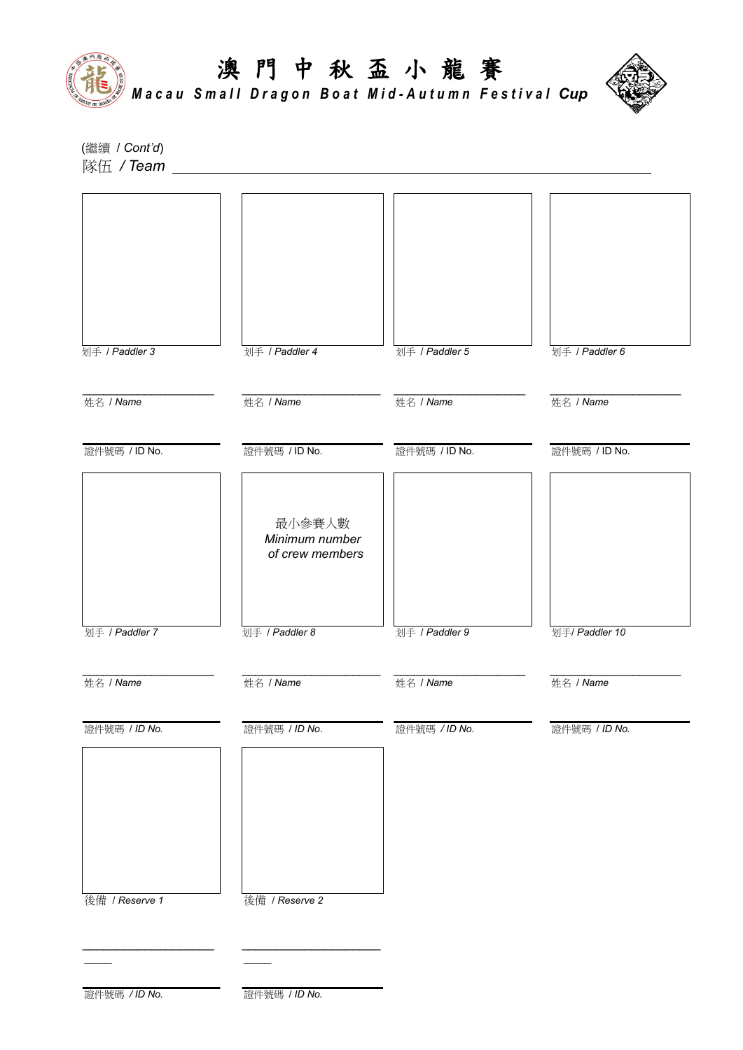# 澳門中秋盃小龍賽

**Macau Small Dragon Boat Mid-Autumn Festival Cup**

(繼續 / *Cont'd*)

隊伍 / *Team* ______________________________

| 划手 / *Paddler 3* | 划手 / *Paddler 4* | 划手 / *Paddler 5* | 划手 / *Paddler 6* |
| --- | --- | --- | --- |
| 姓名 / *Name* | 姓名 / *Name* | 姓名 / *Name* | 姓名 / *Name* |
| 證件號碼 / ID No. | 證件號碼 / ID No. | 證件號碼 / ID No. | 證件號碼 / ID No. |

最小參賽人數
*Minimum number of crew members*

| 划手 / *Paddler 7* | 划手 / *Paddler 8* | 划手 / *Paddler 9* | 划手/ *Paddler 10* |
| --- | --- | --- | --- |
| 姓名 / *Name* | 姓名 / *Name* | 姓名 / *Name* | 姓名 / *Name* |
| 證件號碼 / *ID No.* | 證件號碼 / *ID No.* | 證件號碼 / *ID No.* | 證件號碼 / *ID No.* |

| 後備 / *Reserve 1* | 後備 / *Reserve 2* |
| --- | --- |
| 證件號碼 / *ID No.* | 證件號碼 / *ID No.* |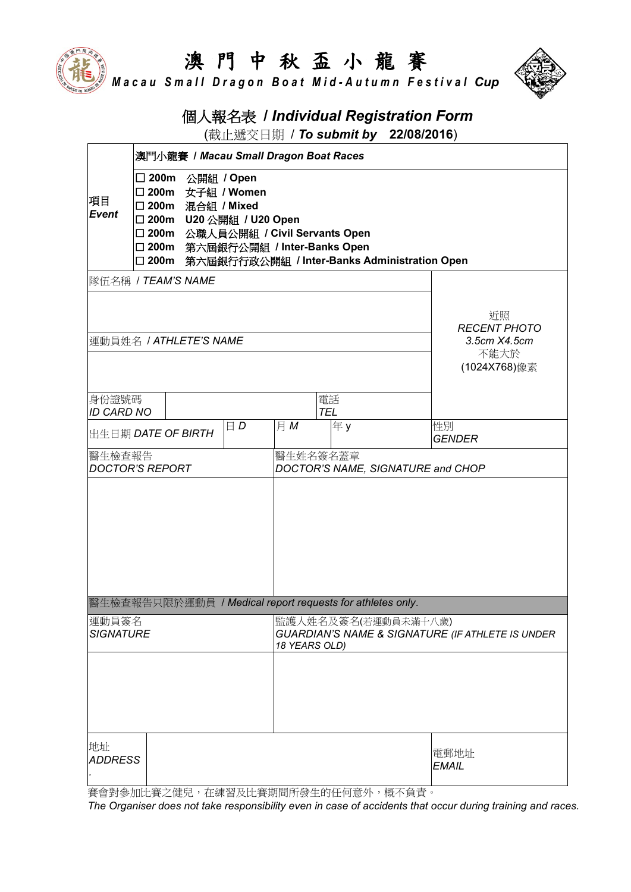# 澳門中秋盃小龍賽

***Macau Small Dragon Boat Mid-Autumn Festival Cup***

## 個人報名表 / *Individual Registration Form*

(截止遞交日期 / ***To submit by* 22/08/2016**)

| | |
|---|---|
| **項目** ***Event*** | **澳門小龍賽 / *Macau Small Dragon Boat Races*** |
| | ☐ **200m 公開組 / Open**<br>☐ **200m 女子組 / Women**<br>☐ **200m 混合組 / Mixed**<br>☐ **200m U20 公開組 / U20 Open**<br>☐ **200m 公職人員公開組 / Civil Servants Open**<br>☐ **200m 第六屆銀行公開組 / Inter-Banks Open**<br>☐ **200m 第六屆銀行行政公開組 / Inter-Banks Administration Open** |

| | | | | | |
|---|---|---|---|---|---|
| 隊伍名稱 / *TEAM'S NAME* | | | | | 近照<br>*RECENT PHOTO*<br>*3.5cm X4.5cm*<br>不能大於<br>(1024X768)像素 |
| 運動員姓名 / *ATHLETE'S NAME* | | | | | |
| 身份證號碼<br>*ID CARD NO* | | | 電話<br>*TEL* | | |
| 出生日期 *DATE OF BIRTH* | 日 *D* | 月 *M* | 年 y | | 性別<br>*GENDER* |
| 醫生檢查報告<br>*DOCTOR'S REPORT* | | 醫生姓名簽名蓋章<br>*DOCTOR'S NAME, SIGNATURE and CHOP* | | | |
| 醫生檢查報告只限於運動員 / *Medical report requests for athletes only.* | | | | | |
| 運動員簽名<br>*SIGNATURE* | | 監護人姓名及簽名(若運動員未滿十八歲)<br>*GUARDIAN'S NAME & SIGNATURE (IF ATHLETE IS UNDER 18 YEARS OLD)* | | | |
| 地址<br>*ADDRESS* | | | | | 電郵地址<br>*EMAIL* |

賽會對參加比賽之健兒，在練習及比賽期間所發生的任何意外，概不負責。

*The Organiser does not take responsibility even in case of accidents that occur during training and races.*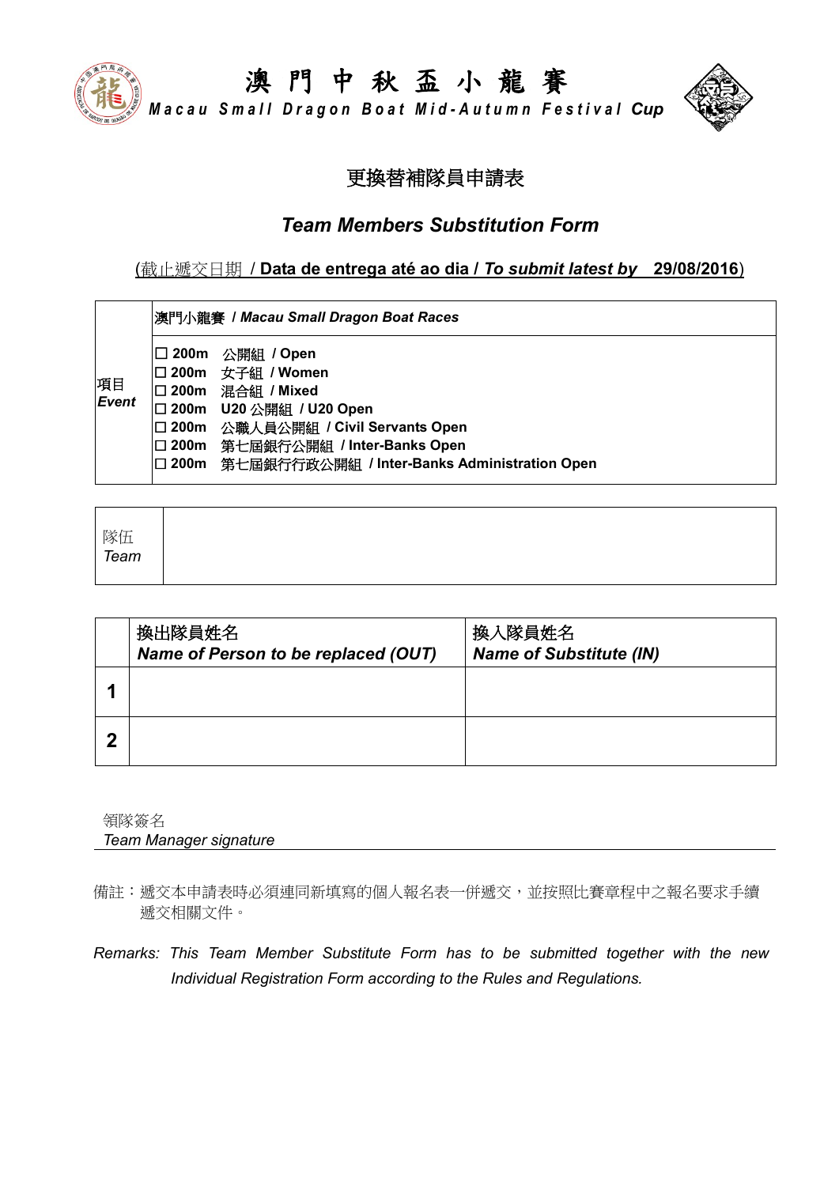# 澳門中秋盃小龍賽

*Macau Small Dragon Boat Mid-Autumn Festival Cup*

## 更換替補隊員申請表

## *Team Members Substitution Form*

(截止遞交日期 / **Data de entrega até ao dia /** ***To submit latest by*** **29/08/2016**)

| | |
|---|---|
| 項目 ***Event*** | 澳門小龍賽 / ***Macau Small Dragon Boat Races*** |
| | ☐ **200m** 公開組 **/ Open**<br>☐ **200m** 女子組 **/ Women**<br>☐ **200m** 混合組 **/ Mixed**<br>☐ **200m U20** 公開組 **/ U20 Open**<br>☐ **200m** 公職人員公開組 **/ Civil Servants Open**<br>☐ **200m** 第七屆銀行公開組 **/ Inter-Banks Open**<br>☐ **200m** 第七屆銀行行政公開組 **/ Inter-Banks Administration Open** |

| | |
|---|---|
| 隊伍 *Team* | |

| | 換出隊員姓名 ***Name of Person to be replaced (OUT)*** | 換入隊員姓名 ***Name of Substitute (IN)*** |
|---|---|---|
| **1** | | |
| **2** | | |

領隊簽名
*Team Manager signature*

備註：遞交本申請表時必須連同新填寫的個人報名表一併遞交，並按照比賽章程中之報名要求手續遞交相關文件。

*Remarks: This Team Member Substitute Form has to be submitted together with the new Individual Registration Form according to the Rules and Regulations.*